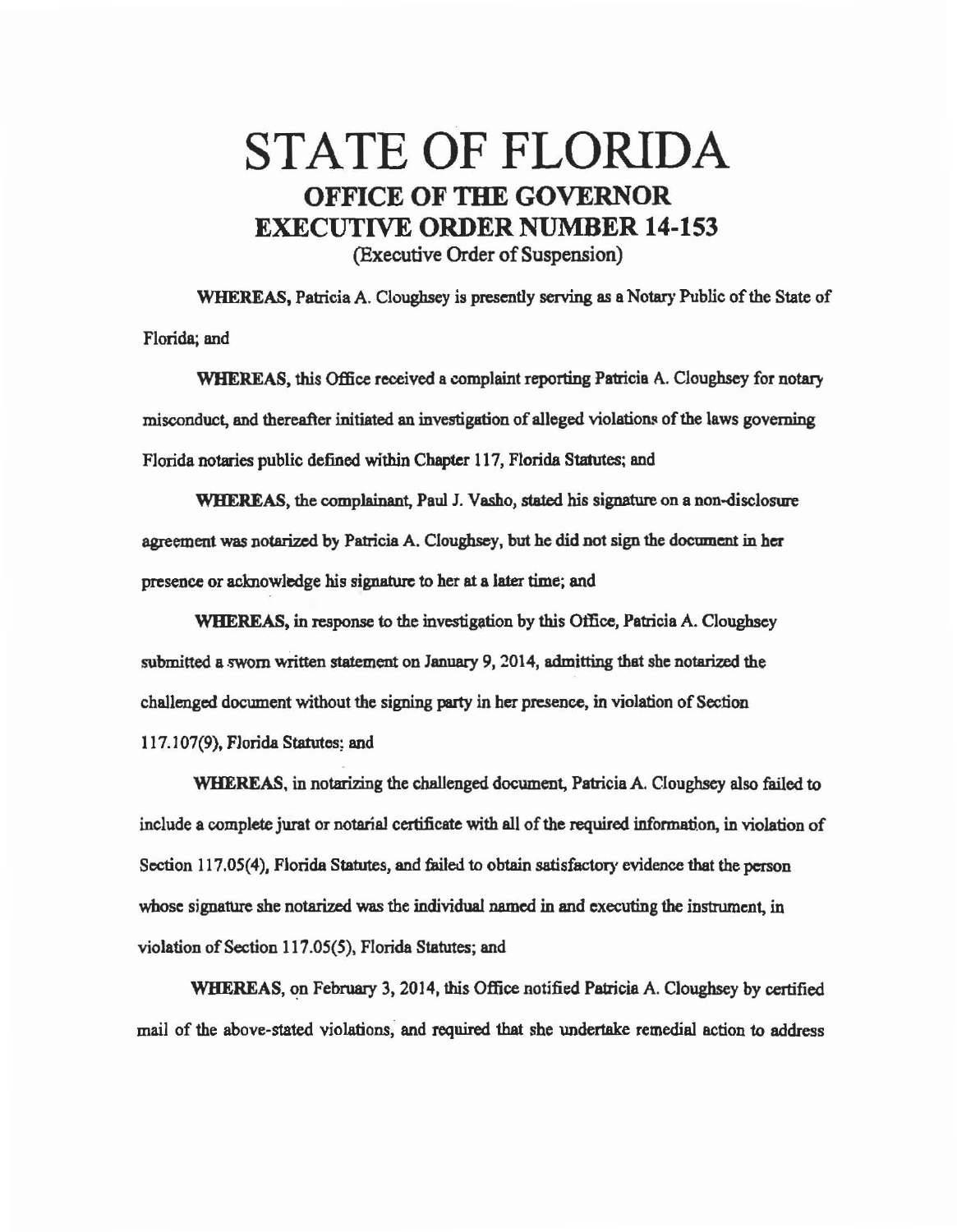# STATE OF FLORIDA

## OFFICE OF THE GOVERNOR

## EXECUTIVE ORDER NUMBER 14-153

(Executive Order of Suspension)

**WHEREAS,** Patricia A. Cloughsey is presently serving as a Notary Public of the State of Florida; and

**WHEREAS,** this Office received a complaint reporting Patricia A. Cloughsey for notary misconduct, and thereafter initiated an investigation of alleged violations of the laws governing Florida notaries public defined within Chapter 117, Florida Statutes; and

**WHEREAS,** the complainant, Paul J. Vasho, stated his signature on a non-disclosure agreement was notarized by Patricia A. Cloughsey, but he did not sign the document in her presence or acknowledge his signature to her at a later time; and

**WHEREAS,** in response to the investigation by this Office, Patricia A. Cloughsey submitted a sworn written statement on January 9, 2014, admitting that she notarized the challenged document without the signing party in her presence, in violation of Section 117.107(9), Florida Statutes; and

**WHEREAS,** in notarizing the challenged document, Patricia A. Cloughsey also failed to include a complete jurat or notarial certificate with all of the required information, in violation of Section 117.05(4), Florida Statutes, and failed to obtain satisfactory evidence that the person whose signature she notarized was the individual named in and executing the instrument, in violation of Section 117.05(5), Florida Statutes; and

**WHEREAS,** on February 3, 2014, this Office notified Patricia A. Cloughsey by certified mail of the above-stated violations, and required that she undertake remedial action to address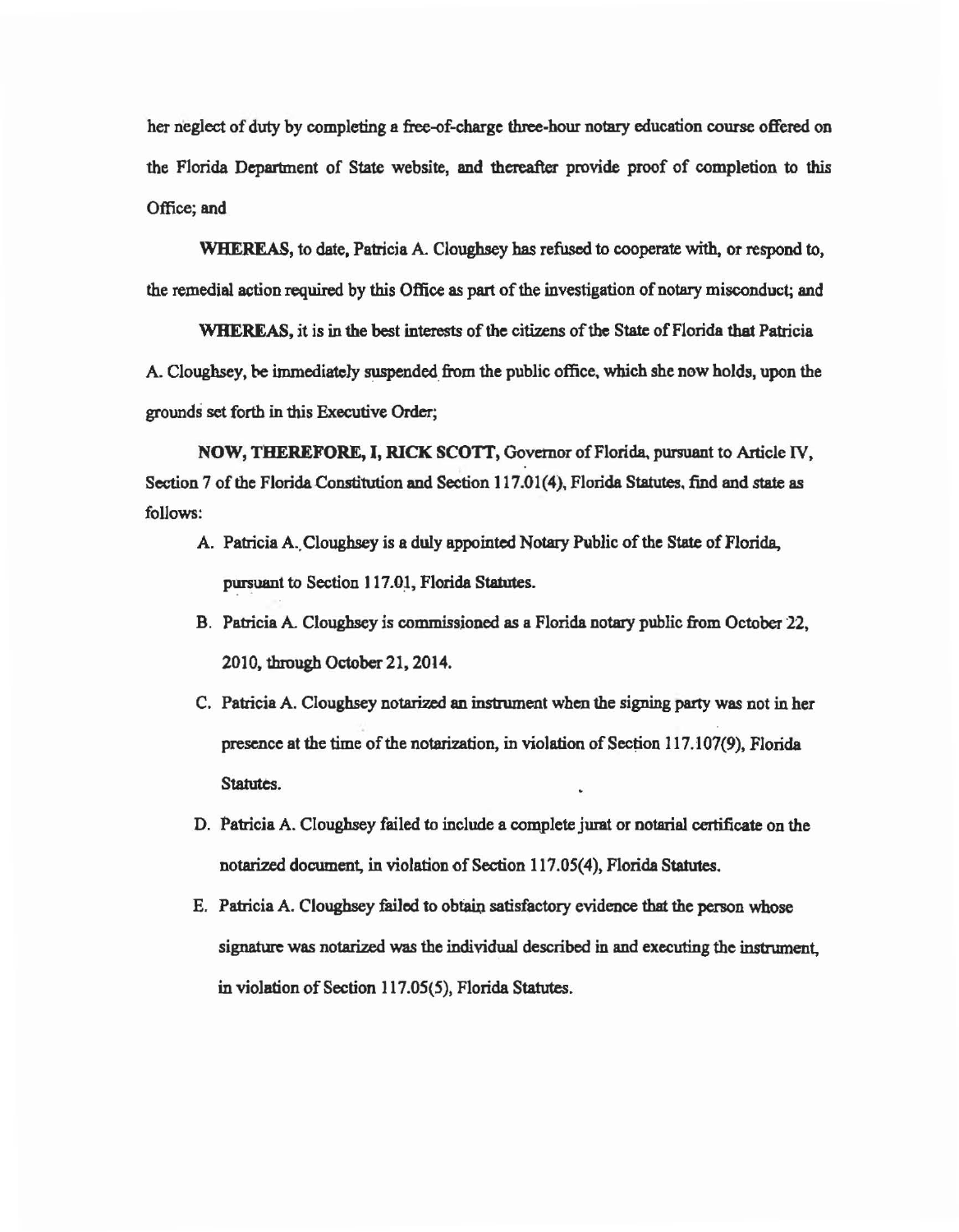her neglect of duty by completing a free-of-charge three-hour notary education course offered on the Florida Department of State website, and thereafter provide proof of completion to this Office; and

**WHEREAS,** to date, Patricia A. Cloughsey has refused to cooperate with, or respond to, the remedial action required by this Office as part of the investigation of notary misconduct; and

**WHEREAS,** it is in the best interests of the citizens of the State of Florida that Patricia A. Cloughsey, be immediately suspended from the public office, which she now holds, upon the grounds set forth in this Executive Order;

**NOW, THEREFORE, I, RICK SCOTT,** Governor of Florida, pursuant to Article IV, Section 7 of the Florida Constitution and Section 117.01(4), Florida Statutes, find and state as follows:

A. Patricia A. Cloughsey is a duly appointed Notary Public of the State of Florida, pursuant to Section 117.01, Florida Statutes.

B. Patricia A. Cloughsey is commissioned as a Florida notary public from October 22, 2010, through October 21, 2014.

C. Patricia A. Cloughsey notarized an instrument when the signing party was not in her presence at the time of the notarization, in violation of Section 117.107(9), Florida Statutes.

D. Patricia A. Cloughsey failed to include a complete jurat or notarial certificate on the notarized document, in violation of Section 117.05(4), Florida Statutes.

E. Patricia A. Cloughsey failed to obtain satisfactory evidence that the person whose signature was notarized was the individual described in and executing the instrument, in violation of Section 117.05(5), Florida Statutes.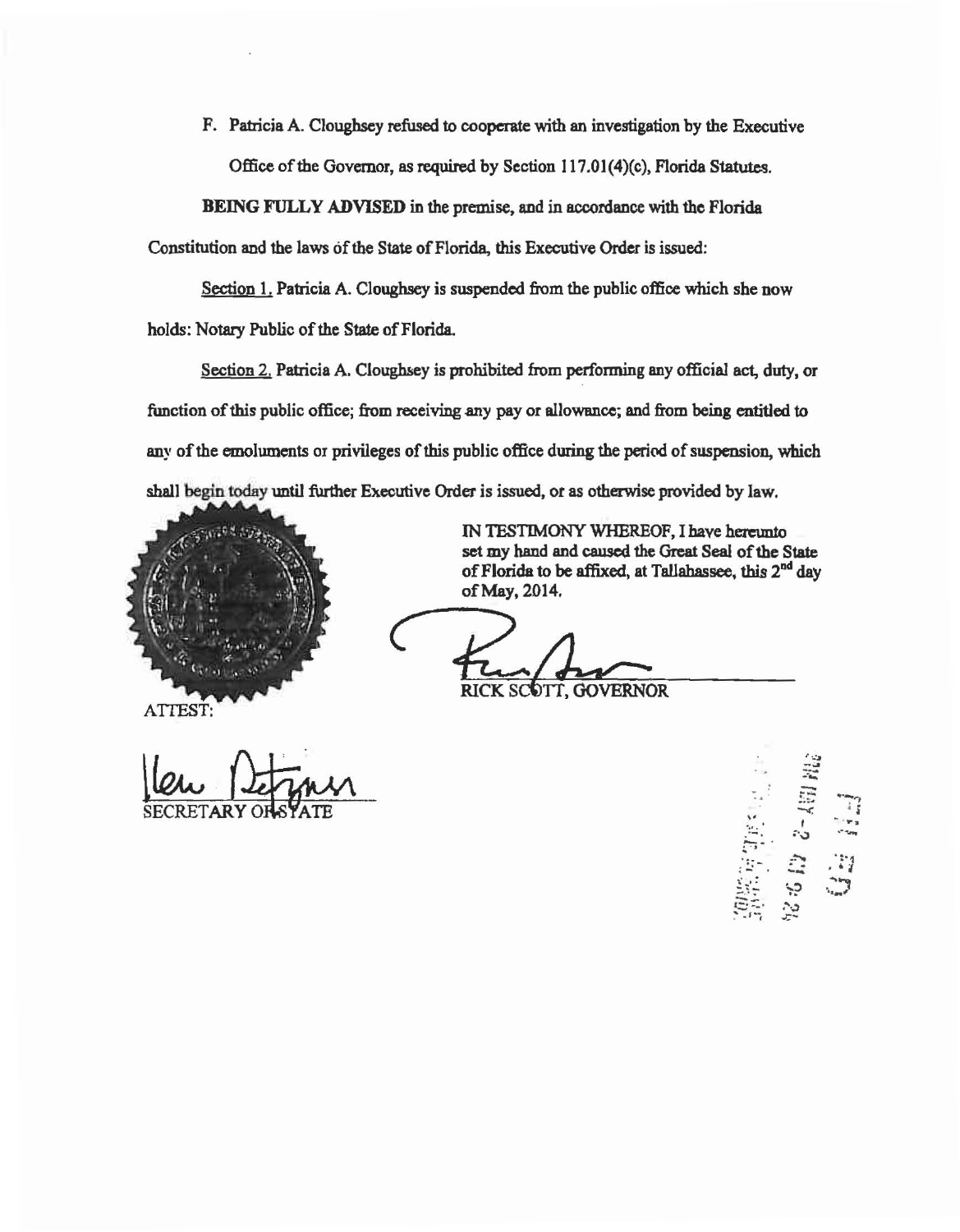F. Patricia A. Cloughsey refused to cooperate with an investigation by the Executive Office of the Governor, as required by Section 117.01(4)(c), Florida Statutes.

**BEING FULLY ADVISED** in the premise, and in accordance with the Florida Constitution and the laws of the State of Florida, this Executive Order is issued:

Section 1. Patricia A. Cloughsey is suspended from the public office which she now holds: Notary Public of the State of Florida.

Section 2. Patricia A. Cloughsey is prohibited from performing any official act, duty, or function of this public office; from receiving any pay or allowance; and from being entitled to any of the emoluments or privileges of this public office during the period of suspension, which shall begin today until further Executive Order is issued, or as otherwise provided by law.

IN TESTIMONY WHEREOF, I have hereunto set my hand and caused the Great Seal of the State of Florida to be affixed, at Tallahassee, this 2nd day of May, 2014.

RICK SCOTT, GOVERNOR

ATTEST:

SECRETARY OF STATE